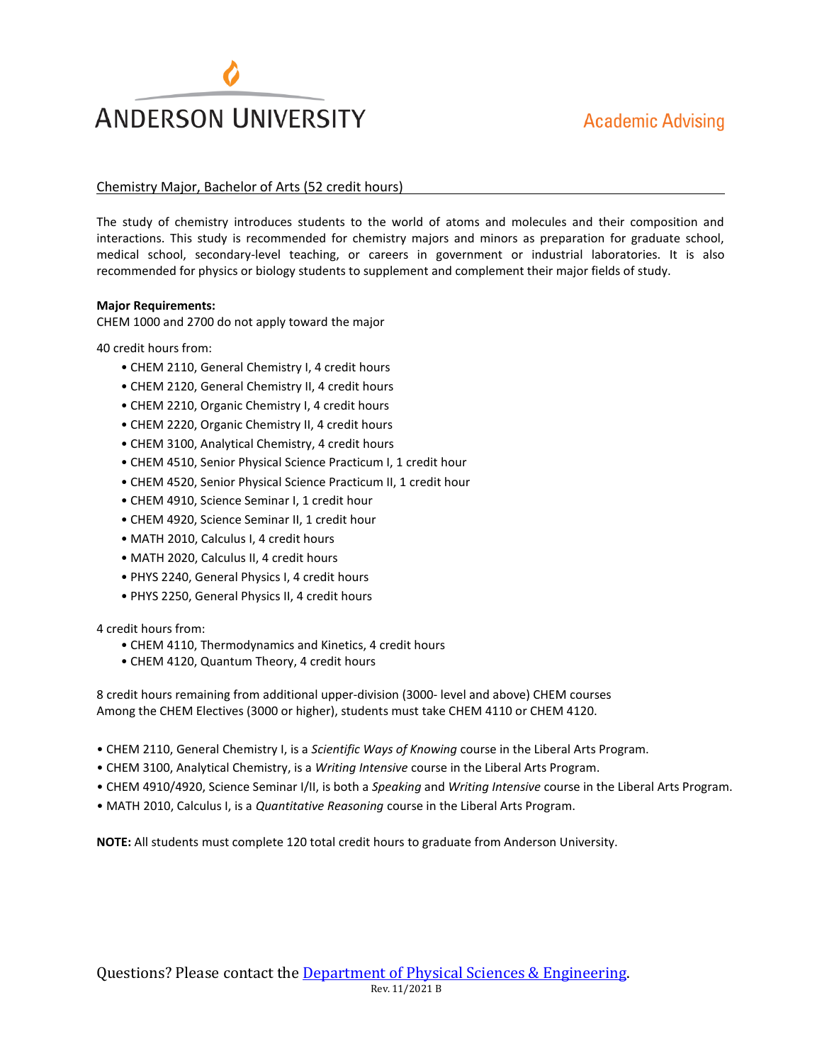# ANDERSON UNIVERSITY

Academic Advising

## Chemistry Major, Bachelor of Arts (52 credit hours)

The study of chemistry introduces students to the world of atoms and molecules and their composition and interactions. This study is recommended for chemistry majors and minors as preparation for graduate school, medical school, secondary-level teaching, or careers in government or industrial laboratories. It is also recommended for physics or biology students to supplement and complement their major fields of study.

**Major Requirements:**
CHEM 1000 and 2700 do not apply toward the major

40 credit hours from:

- CHEM 2110, General Chemistry I, 4 credit hours
- CHEM 2120, General Chemistry II, 4 credit hours
- CHEM 2210, Organic Chemistry I, 4 credit hours
- CHEM 2220, Organic Chemistry II, 4 credit hours
- CHEM 3100, Analytical Chemistry, 4 credit hours
- CHEM 4510, Senior Physical Science Practicum I, 1 credit hour
- CHEM 4520, Senior Physical Science Practicum II, 1 credit hour
- CHEM 4910, Science Seminar I, 1 credit hour
- CHEM 4920, Science Seminar II, 1 credit hour
- MATH 2010, Calculus I, 4 credit hours
- MATH 2020, Calculus II, 4 credit hours
- PHYS 2240, General Physics I, 4 credit hours
- PHYS 2250, General Physics II, 4 credit hours

4 credit hours from:

- CHEM 4110, Thermodynamics and Kinetics, 4 credit hours
- CHEM 4120, Quantum Theory, 4 credit hours

8 credit hours remaining from additional upper-division (3000- level and above) CHEM courses
Among the CHEM Electives (3000 or higher), students must take CHEM 4110 or CHEM 4120.

- CHEM 2110, General Chemistry I, is a *Scientific Ways of Knowing* course in the Liberal Arts Program.
- CHEM 3100, Analytical Chemistry, is a *Writing Intensive* course in the Liberal Arts Program.
- CHEM 4910/4920, Science Seminar I/II, is both a *Speaking* and *Writing Intensive* course in the Liberal Arts Program.
- MATH 2010, Calculus I, is a *Quantitative Reasoning* course in the Liberal Arts Program.

**NOTE:** All students must complete 120 total credit hours to graduate from Anderson University.

Questions? Please contact the [Department of Physical Sciences & Engineering](#).

Rev. 11/2021 B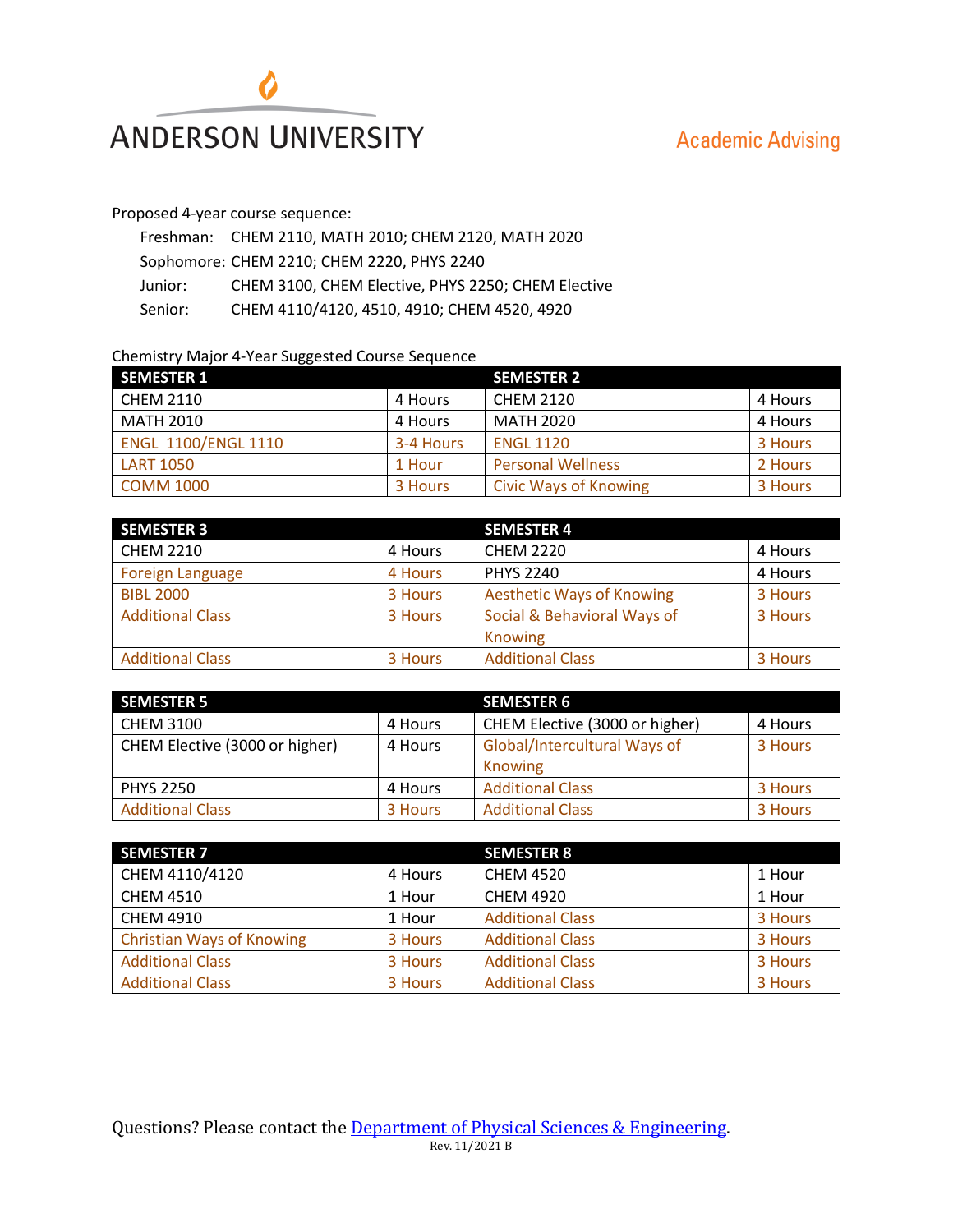ANDERSON UNIVERSITY

Academic Advising

Proposed 4-year course sequence:

- Freshman: CHEM 2110, MATH 2010; CHEM 2120, MATH 2020
- Sophomore: CHEM 2210; CHEM 2220, PHYS 2240
- Junior: CHEM 3100, CHEM Elective, PHYS 2250; CHEM Elective
- Senior: CHEM 4110/4120, 4510, 4910; CHEM 4520, 4920

Chemistry Major 4-Year Suggested Course Sequence

| SEMESTER 1 | | SEMESTER 2 | |
|---|---|---|---|
| CHEM 2110 | 4 Hours | CHEM 2120 | 4 Hours |
| MATH 2010 | 4 Hours | MATH 2020 | 4 Hours |
| ENGL 1100/ENGL 1110 | 3-4 Hours | ENGL 1120 | 3 Hours |
| LART 1050 | 1 Hour | Personal Wellness | 2 Hours |
| COMM 1000 | 3 Hours | Civic Ways of Knowing | 3 Hours |

| SEMESTER 3 | | SEMESTER 4 | |
|---|---|---|---|
| CHEM 2210 | 4 Hours | CHEM 2220 | 4 Hours |
| Foreign Language | 4 Hours | PHYS 2240 | 4 Hours |
| BIBL 2000 | 3 Hours | Aesthetic Ways of Knowing | 3 Hours |
| Additional Class | 3 Hours | Social & Behavioral Ways of Knowing | 3 Hours |
| Additional Class | 3 Hours | Additional Class | 3 Hours |

| SEMESTER 5 | | SEMESTER 6 | |
|---|---|---|---|
| CHEM 3100 | 4 Hours | CHEM Elective (3000 or higher) | 4 Hours |
| CHEM Elective (3000 or higher) | 4 Hours | Global/Intercultural Ways of Knowing | 3 Hours |
| PHYS 2250 | 4 Hours | Additional Class | 3 Hours |
| Additional Class | 3 Hours | Additional Class | 3 Hours |

| SEMESTER 7 | | SEMESTER 8 | |
|---|---|---|---|
| CHEM 4110/4120 | 4 Hours | CHEM 4520 | 1 Hour |
| CHEM 4510 | 1 Hour | CHEM 4920 | 1 Hour |
| CHEM 4910 | 1 Hour | Additional Class | 3 Hours |
| Christian Ways of Knowing | 3 Hours | Additional Class | 3 Hours |
| Additional Class | 3 Hours | Additional Class | 3 Hours |
| Additional Class | 3 Hours | Additional Class | 3 Hours |

Questions? Please contact the Department of Physical Sciences & Engineering.

Rev. 11/2021 B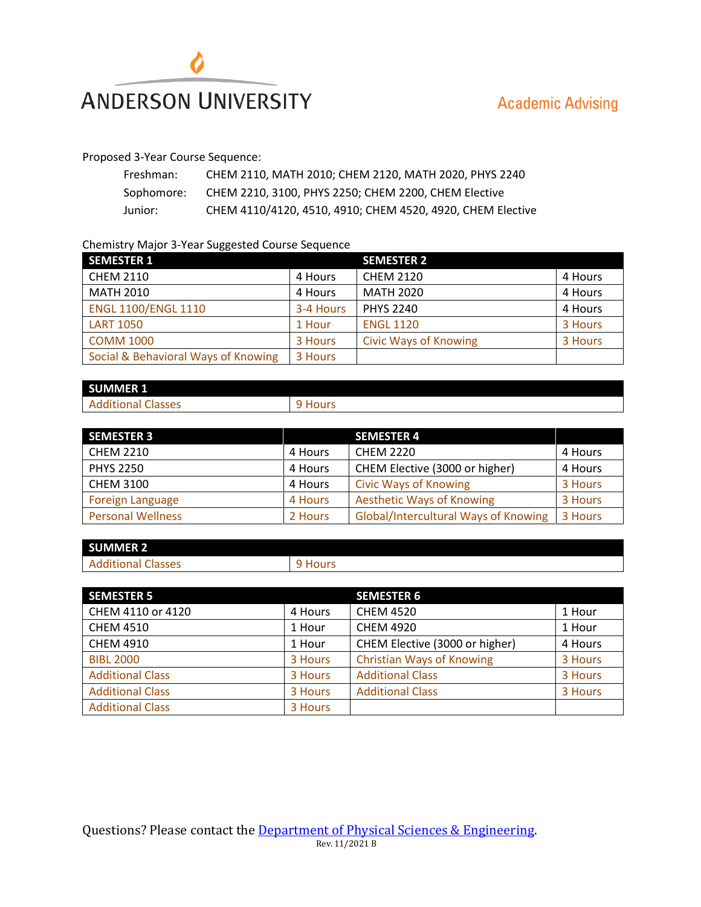# ANDERSON UNIVERSITY

Academic Advising

Proposed 3-Year Course Sequence:

Freshman: CHEM 2110, MATH 2010; CHEM 2120, MATH 2020, PHYS 2240

Sophomore: CHEM 2210, 3100, PHYS 2250; CHEM 2200, CHEM Elective

Junior: CHEM 4110/4120, 4510, 4910; CHEM 4520, 4920, CHEM Elective

Chemistry Major 3-Year Suggested Course Sequence

| SEMESTER 1 | | SEMESTER 2 | |
|---|---|---|---|
| CHEM 2110 | 4 Hours | CHEM 2120 | 4 Hours |
| MATH 2010 | 4 Hours | MATH 2020 | 4 Hours |
| ENGL 1100/ENGL 1110 | 3-4 Hours | PHYS 2240 | 4 Hours |
| LART 1050 | 1 Hour | ENGL 1120 | 3 Hours |
| COMM 1000 | 3 Hours | Civic Ways of Knowing | 3 Hours |
| Social & Behavioral Ways of Knowing | 3 Hours | | |

| SUMMER 1 | |
|---|---|
| Additional Classes | 9 Hours |

| SEMESTER 3 | | SEMESTER 4 | |
|---|---|---|---|
| CHEM 2210 | 4 Hours | CHEM 2220 | 4 Hours |
| PHYS 2250 | 4 Hours | CHEM Elective (3000 or higher) | 4 Hours |
| CHEM 3100 | 4 Hours | Civic Ways of Knowing | 3 Hours |
| Foreign Language | 4 Hours | Aesthetic Ways of Knowing | 3 Hours |
| Personal Wellness | 2 Hours | Global/Intercultural Ways of Knowing | 3 Hours |

| SUMMER 2 | |
|---|---|
| Additional Classes | 9 Hours |

| SEMESTER 5 | | SEMESTER 6 | |
|---|---|---|---|
| CHEM 4110 or 4120 | 4 Hours | CHEM 4520 | 1 Hour |
| CHEM 4510 | 1 Hour | CHEM 4920 | 1 Hour |
| CHEM 4910 | 1 Hour | CHEM Elective (3000 or higher) | 4 Hours |
| BIBL 2000 | 3 Hours | Christian Ways of Knowing | 3 Hours |
| Additional Class | 3 Hours | Additional Class | 3 Hours |
| Additional Class | 3 Hours | Additional Class | 3 Hours |
| Additional Class | 3 Hours | | |

Questions? Please contact the Department of Physical Sciences & Engineering.

Rev. 11/2021 B